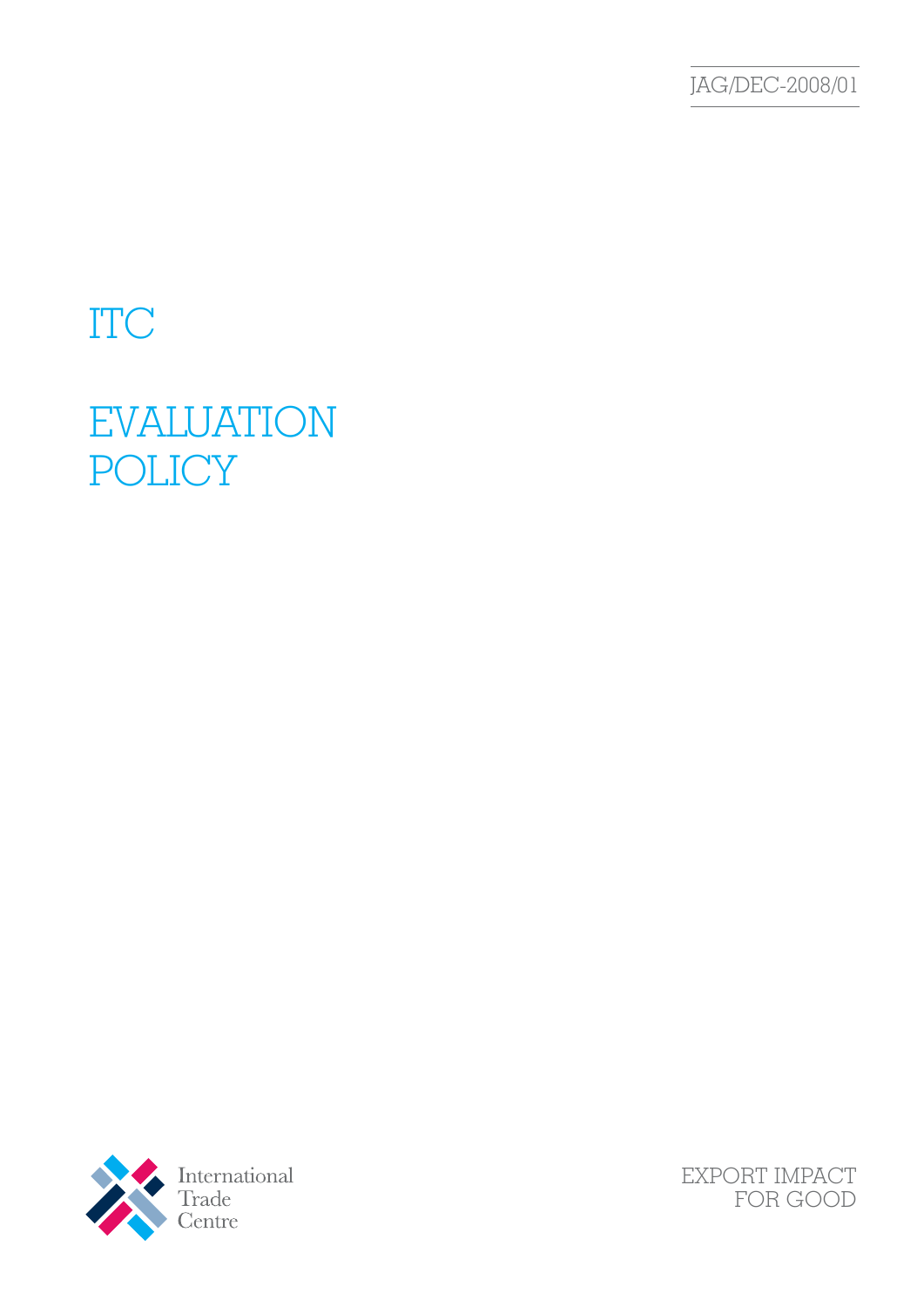JAG/DEC-2008/01

# ITC

# EVALUATION POLICY

International Trade Centre

EXPORT IMPACT FOR GOOD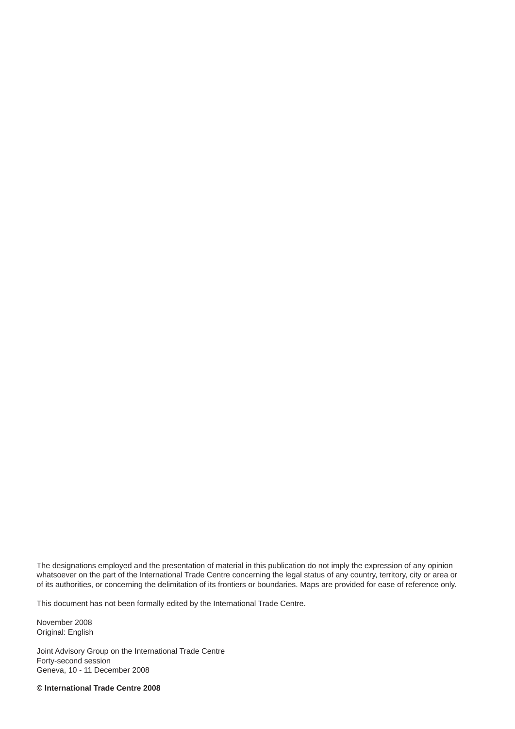The designations employed and the presentation of material in this publication do not imply the expression of any opinion whatsoever on the part of the International Trade Centre concerning the legal status of any country, territory, city or area or of its authorities, or concerning the delimitation of its frontiers or boundaries. Maps are provided for ease of reference only.

This document has not been formally edited by the International Trade Centre.

November 2008
Original: English

Joint Advisory Group on the International Trade Centre
Forty-second session
Geneva, 10 - 11 December 2008

**© International Trade Centre 2008**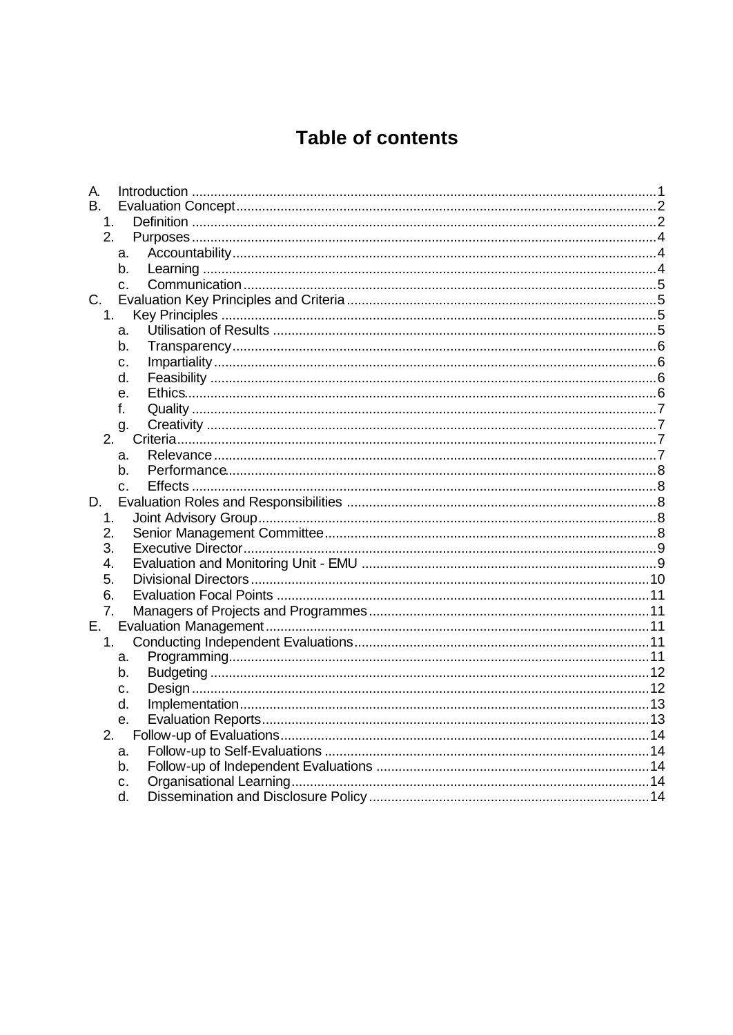# Table of contents

A. Introduction ............................................................ 1
B. Evaluation Concept ............................................................ 2
  1. Definition ............................................................ 2
  2. Purposes ............................................................ 4
    a. Accountability ............................................................ 4
    b. Learning ............................................................ 4
    c. Communication ............................................................ 5
C. Evaluation Key Principles and Criteria ............................................................ 5
  1. Key Principles ............................................................ 5
    a. Utilisation of Results ............................................................ 5
    b. Transparency ............................................................ 6
    c. Impartiality ............................................................ 6
    d. Feasibility ............................................................ 6
    e. Ethics ............................................................ 6
    f. Quality ............................................................ 7
    g. Creativity ............................................................ 7
  2. Criteria ............................................................ 7
    a. Relevance ............................................................ 7
    b. Performance ............................................................ 8
    c. Effects ............................................................ 8
D. Evaluation Roles and Responsibilities ............................................................ 8
  1. Joint Advisory Group ............................................................ 8
  2. Senior Management Committee ............................................................ 8
  3. Executive Director ............................................................ 9
  4. Evaluation and Monitoring Unit - EMU ............................................................ 9
  5. Divisional Directors ............................................................ 10
  6. Evaluation Focal Points ............................................................ 11
  7. Managers of Projects and Programmes ............................................................ 11
E. Evaluation Management ............................................................ 11
  1. Conducting Independent Evaluations ............................................................ 11
    a. Programming ............................................................ 11
    b. Budgeting ............................................................ 12
    c. Design ............................................................ 12
    d. Implementation ............................................................ 13
    e. Evaluation Reports ............................................................ 13
  2. Follow-up of Evaluations ............................................................ 14
    a. Follow-up to Self-Evaluations ............................................................ 14
    b. Follow-up of Independent Evaluations ............................................................ 14
    c. Organisational Learning ............................................................ 14
    d. Dissemination and Disclosure Policy ............................................................ 14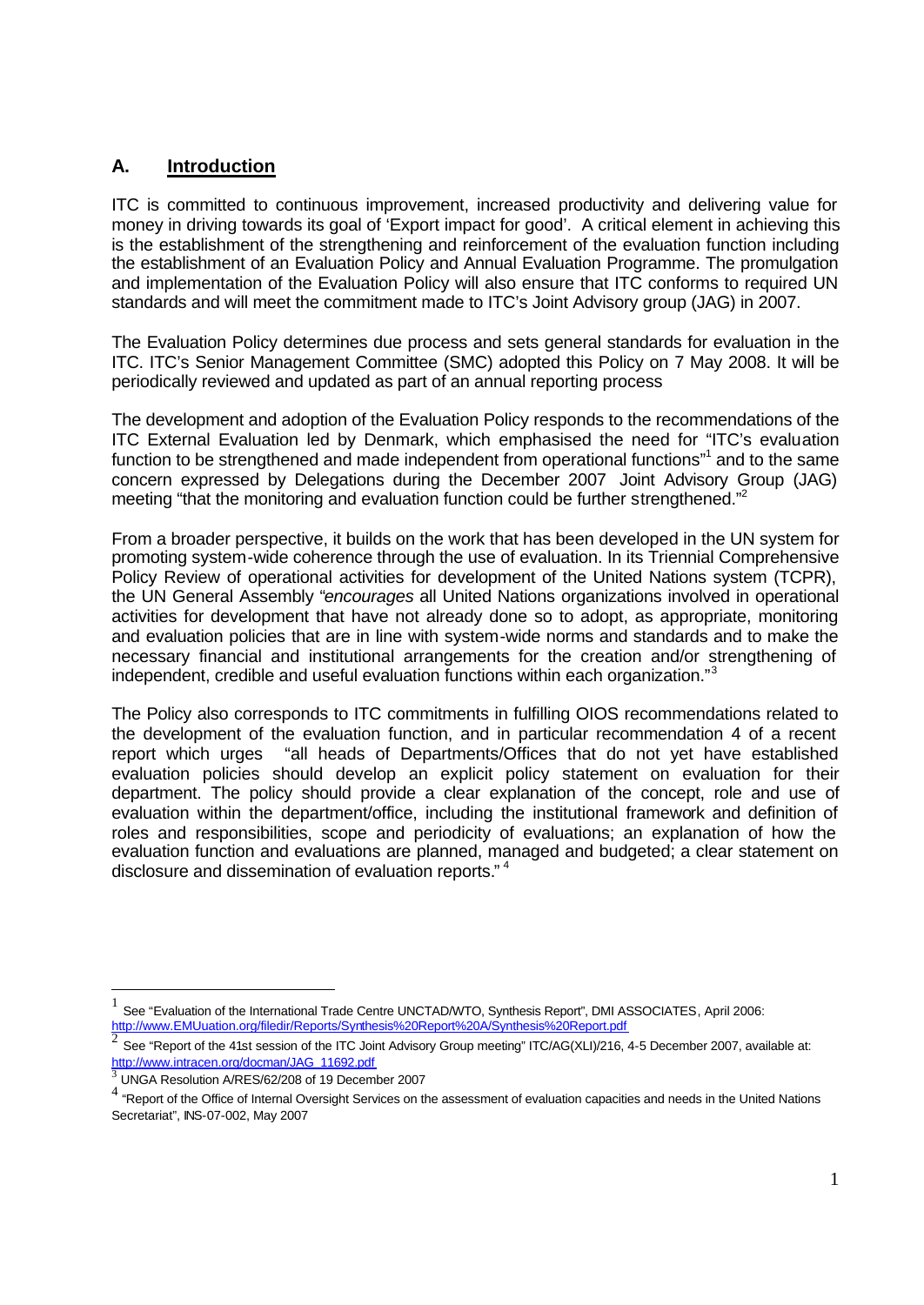## A. **Introduction**

ITC is committed to continuous improvement, increased productivity and delivering value for money in driving towards its goal of 'Export impact for good'. A critical element in achieving this is the establishment of the strengthening and reinforcement of the evaluation function including the establishment of an Evaluation Policy and Annual Evaluation Programme. The promulgation and implementation of the Evaluation Policy will also ensure that ITC conforms to required UN standards and will meet the commitment made to ITC's Joint Advisory group (JAG) in 2007.

The Evaluation Policy determines due process and sets general standards for evaluation in the ITC. ITC's Senior Management Committee (SMC) adopted this Policy on 7 May 2008. It will be periodically reviewed and updated as part of an annual reporting process

The development and adoption of the Evaluation Policy responds to the recommendations of the ITC External Evaluation led by Denmark, which emphasised the need for "ITC's evaluation function to be strengthened and made independent from operational functions"[1] and to the same concern expressed by Delegations during the December 2007 Joint Advisory Group (JAG) meeting "that the monitoring and evaluation function could be further strengthened."[2]

From a broader perspective, it builds on the work that has been developed in the UN system for promoting system-wide coherence through the use of evaluation. In its Triennial Comprehensive Policy Review of operational activities for development of the United Nations system (TCPR), the UN General Assembly "*encourages* all United Nations organizations involved in operational activities for development that have not already done so to adopt, as appropriate, monitoring and evaluation policies that are in line with system-wide norms and standards and to make the necessary financial and institutional arrangements for the creation and/or strengthening of independent, credible and useful evaluation functions within each organization."[3]

The Policy also corresponds to ITC commitments in fulfilling OIOS recommendations related to the development of the evaluation function, and in particular recommendation 4 of a recent report which urges "all heads of Departments/Offices that do not yet have established evaluation policies should develop an explicit policy statement on evaluation for their department. The policy should provide a clear explanation of the concept, role and use of evaluation within the department/office, including the institutional framework and definition of roles and responsibilities, scope and periodicity of evaluations; an explanation of how the evaluation function and evaluations are planned, managed and budgeted; a clear statement on disclosure and dissemination of evaluation reports." [4]

---

[1] See "Evaluation of the International Trade Centre UNCTAD/WTO, Synthesis Report", DMI ASSOCIATES, April 2006: http://www.EMUuation.org/filedir/Reports/Synthesis%20Report%20A/Synthesis%20Report.pdf

[2] See "Report of the 41st session of the ITC Joint Advisory Group meeting" ITC/AG(XLI)/216, 4-5 December 2007, available at: http://www.intracen.org/docman/JAG_11692.pdf

[3] UNGA Resolution A/RES/62/208 of 19 December 2007

[4] "Report of the Office of Internal Oversight Services on the assessment of evaluation capacities and needs in the United Nations Secretariat", INS-07-002, May 2007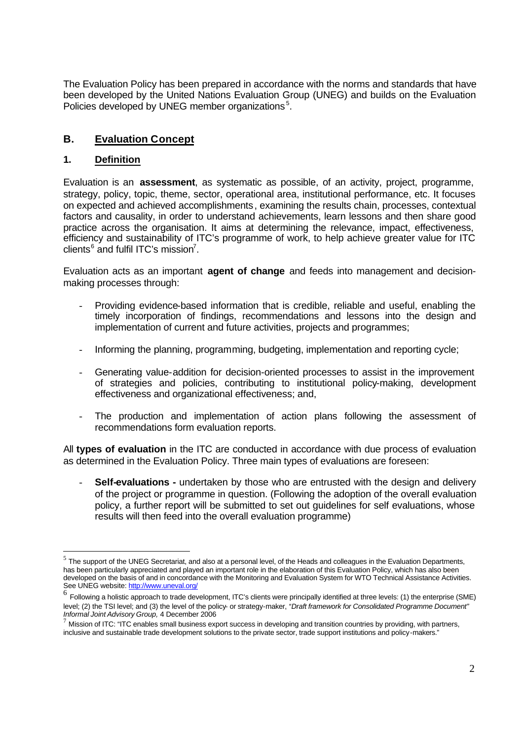The Evaluation Policy has been prepared in accordance with the norms and standards that have been developed by the United Nations Evaluation Group (UNEG) and builds on the Evaluation Policies developed by UNEG member organizations[5].

## B. Evaluation Concept

### 1. Definition

Evaluation is an **assessment**, as systematic as possible, of an activity, project, programme, strategy, policy, topic, theme, sector, operational area, institutional performance, etc. It focuses on expected and achieved accomplishments, examining the results chain, processes, contextual factors and causality, in order to understand achievements, learn lessons and then share good practice across the organisation. It aims at determining the relevance, impact, effectiveness, efficiency and sustainability of ITC's programme of work, to help achieve greater value for ITC clients[6] and fulfil ITC's mission[7].

Evaluation acts as an important **agent of change** and feeds into management and decision-making processes through:

- Providing evidence-based information that is credible, reliable and useful, enabling the timely incorporation of findings, recommendations and lessons into the design and implementation of current and future activities, projects and programmes;

- Informing the planning, programming, budgeting, implementation and reporting cycle;

- Generating value-addition for decision-oriented processes to assist in the improvement of strategies and policies, contributing to institutional policy-making, development effectiveness and organizational effectiveness; and,

- The production and implementation of action plans following the assessment of recommendations form evaluation reports.

All **types of evaluation** in the ITC are conducted in accordance with due process of evaluation as determined in the Evaluation Policy. Three main types of evaluations are foreseen:

- **Self-evaluations -** undertaken by those who are entrusted with the design and delivery of the project or programme in question. (Following the adoption of the overall evaluation policy, a further report will be submitted to set out guidelines for self evaluations, whose results will then feed into the overall evaluation programme)

---

[5] The support of the UNEG Secretariat, and also at a personal level, of the Heads and colleagues in the Evaluation Departments, has been particularly appreciated and played an important role in the elaboration of this Evaluation Policy, which has also been developed on the basis of and in concordance with the Monitoring and Evaluation System for WTO Technical Assistance Activities. See UNEG website: http://www.uneval.org/

[6] Following a holistic approach to trade development, ITC's clients were principally identified at three levels: (1) the enterprise (SME) level; (2) the TSI level; and (3) the level of the policy- or strategy-maker, *"Draft framework for Consolidated Programme Document" Informal Joint Advisory Group,* 4 December 2006

[7] Mission of ITC: "ITC enables small business export success in developing and transition countries by providing, with partners, inclusive and sustainable trade development solutions to the private sector, trade support institutions and policy-makers."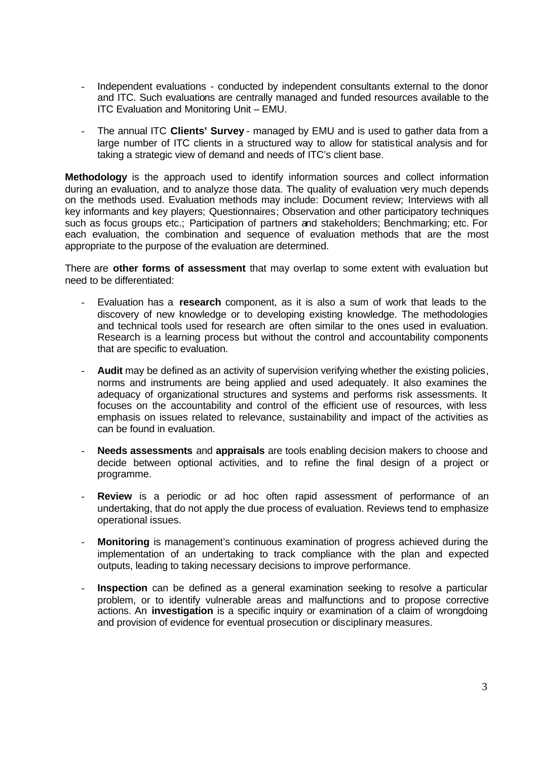- Independent evaluations - conducted by independent consultants external to the donor and ITC. Such evaluations are centrally managed and funded resources available to the ITC Evaluation and Monitoring Unit – EMU.

- The annual ITC **Clients' Survey** - managed by EMU and is used to gather data from a large number of ITC clients in a structured way to allow for statistical analysis and for taking a strategic view of demand and needs of ITC's client base.

**Methodology** is the approach used to identify information sources and collect information during an evaluation, and to analyze those data. The quality of evaluation very much depends on the methods used. Evaluation methods may include: Document review; Interviews with all key informants and key players; Questionnaires; Observation and other participatory techniques such as focus groups etc.; Participation of partners and stakeholders; Benchmarking; etc. For each evaluation, the combination and sequence of evaluation methods that are the most appropriate to the purpose of the evaluation are determined.

There are **other forms of assessment** that may overlap to some extent with evaluation but need to be differentiated:

- Evaluation has a **research** component, as it is also a sum of work that leads to the discovery of new knowledge or to developing existing knowledge. The methodologies and technical tools used for research are often similar to the ones used in evaluation. Research is a learning process but without the control and accountability components that are specific to evaluation.

- **Audit** may be defined as an activity of supervision verifying whether the existing policies, norms and instruments are being applied and used adequately. It also examines the adequacy of organizational structures and systems and performs risk assessments. It focuses on the accountability and control of the efficient use of resources, with less emphasis on issues related to relevance, sustainability and impact of the activities as can be found in evaluation.

- **Needs assessments** and **appraisals** are tools enabling decision makers to choose and decide between optional activities, and to refine the final design of a project or programme.

- **Review** is a periodic or ad hoc often rapid assessment of performance of an undertaking, that do not apply the due process of evaluation. Reviews tend to emphasize operational issues.

- **Monitoring** is management's continuous examination of progress achieved during the implementation of an undertaking to track compliance with the plan and expected outputs, leading to taking necessary decisions to improve performance.

- **Inspection** can be defined as a general examination seeking to resolve a particular problem, or to identify vulnerable areas and malfunctions and to propose corrective actions. An **investigation** is a specific inquiry or examination of a claim of wrongdoing and provision of evidence for eventual prosecution or disciplinary measures.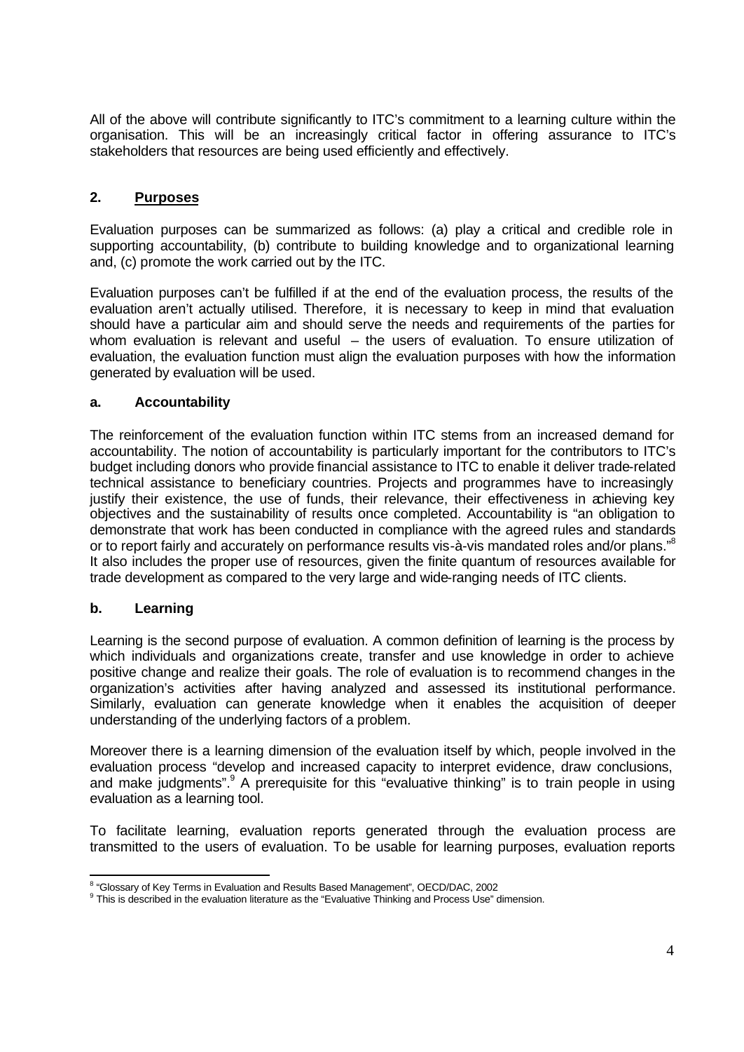All of the above will contribute significantly to ITC's commitment to a learning culture within the organisation. This will be an increasingly critical factor in offering assurance to ITC's stakeholders that resources are being used efficiently and effectively.

## 2. Purposes

Evaluation purposes can be summarized as follows: (a) play a critical and credible role in supporting accountability, (b) contribute to building knowledge and to organizational learning and, (c) promote the work carried out by the ITC.

Evaluation purposes can't be fulfilled if at the end of the evaluation process, the results of the evaluation aren't actually utilised. Therefore, it is necessary to keep in mind that evaluation should have a particular aim and should serve the needs and requirements of the parties for whom evaluation is relevant and useful – the users of evaluation. To ensure utilization of evaluation, the evaluation function must align the evaluation purposes with how the information generated by evaluation will be used.

### a. Accountability

The reinforcement of the evaluation function within ITC stems from an increased demand for accountability. The notion of accountability is particularly important for the contributors to ITC's budget including donors who provide financial assistance to ITC to enable it deliver trade-related technical assistance to beneficiary countries. Projects and programmes have to increasingly justify their existence, the use of funds, their relevance, their effectiveness in achieving key objectives and the sustainability of results once completed. Accountability is "an obligation to demonstrate that work has been conducted in compliance with the agreed rules and standards or to report fairly and accurately on performance results vis-à-vis mandated roles and/or plans."[8] It also includes the proper use of resources, given the finite quantum of resources available for trade development as compared to the very large and wide-ranging needs of ITC clients.

### b. Learning

Learning is the second purpose of evaluation. A common definition of learning is the process by which individuals and organizations create, transfer and use knowledge in order to achieve positive change and realize their goals. The role of evaluation is to recommend changes in the organization's activities after having analyzed and assessed its institutional performance. Similarly, evaluation can generate knowledge when it enables the acquisition of deeper understanding of the underlying factors of a problem.

Moreover there is a learning dimension of the evaluation itself by which, people involved in the evaluation process "develop and increased capacity to interpret evidence, draw conclusions, and make judgments".[9] A prerequisite for this "evaluative thinking" is to train people in using evaluation as a learning tool.

To facilitate learning, evaluation reports generated through the evaluation process are transmitted to the users of evaluation. To be usable for learning purposes, evaluation reports

---

[8] "Glossary of Key Terms in Evaluation and Results Based Management", OECD/DAC, 2002

[9] This is described in the evaluation literature as the "Evaluative Thinking and Process Use" dimension.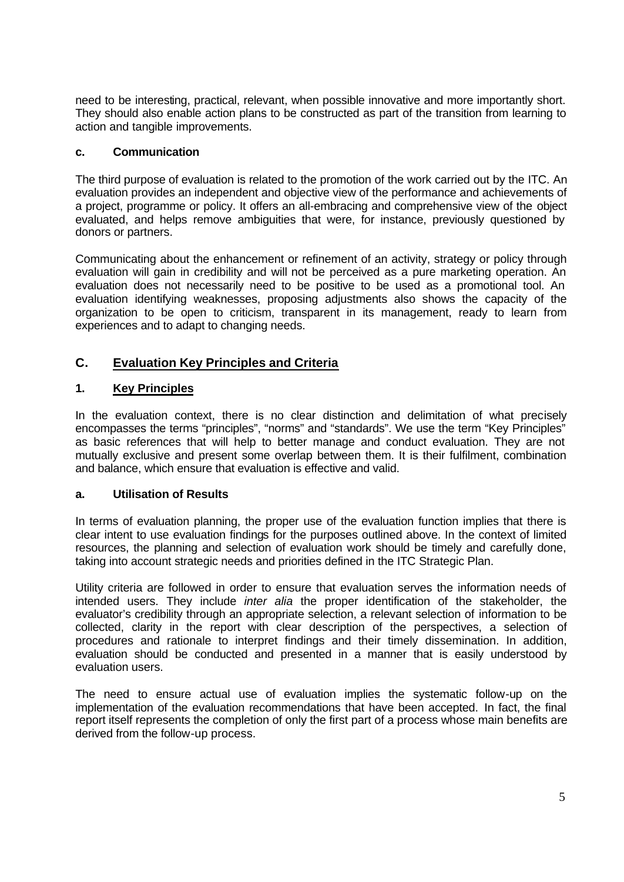need to be interesting, practical, relevant, when possible innovative and more importantly short. They should also enable action plans to be constructed as part of the transition from learning to action and tangible improvements.

#### c. Communication

The third purpose of evaluation is related to the promotion of the work carried out by the ITC. An evaluation provides an independent and objective view of the performance and achievements of a project, programme or policy. It offers an all-embracing and comprehensive view of the object evaluated, and helps remove ambiguities that were, for instance, previously questioned by donors or partners.

Communicating about the enhancement or refinement of an activity, strategy or policy through evaluation will gain in credibility and will not be perceived as a pure marketing operation. An evaluation does not necessarily need to be positive to be used as a promotional tool. An evaluation identifying weaknesses, proposing adjustments also shows the capacity of the organization to be open to criticism, transparent in its management, ready to learn from experiences and to adapt to changing needs.

## C. Evaluation Key Principles and Criteria

### 1. Key Principles

In the evaluation context, there is no clear distinction and delimitation of what precisely encompasses the terms "principles", "norms" and "standards". We use the term "Key Principles" as basic references that will help to better manage and conduct evaluation. They are not mutually exclusive and present some overlap between them. It is their fulfilment, combination and balance, which ensure that evaluation is effective and valid.

#### a. Utilisation of Results

In terms of evaluation planning, the proper use of the evaluation function implies that there is clear intent to use evaluation findings for the purposes outlined above. In the context of limited resources, the planning and selection of evaluation work should be timely and carefully done, taking into account strategic needs and priorities defined in the ITC Strategic Plan.

Utility criteria are followed in order to ensure that evaluation serves the information needs of intended users. They include *inter alia* the proper identification of the stakeholder, the evaluator's credibility through an appropriate selection, a relevant selection of information to be collected, clarity in the report with clear description of the perspectives, a selection of procedures and rationale to interpret findings and their timely dissemination. In addition, evaluation should be conducted and presented in a manner that is easily understood by evaluation users.

The need to ensure actual use of evaluation implies the systematic follow-up on the implementation of the evaluation recommendations that have been accepted. In fact, the final report itself represents the completion of only the first part of a process whose main benefits are derived from the follow-up process.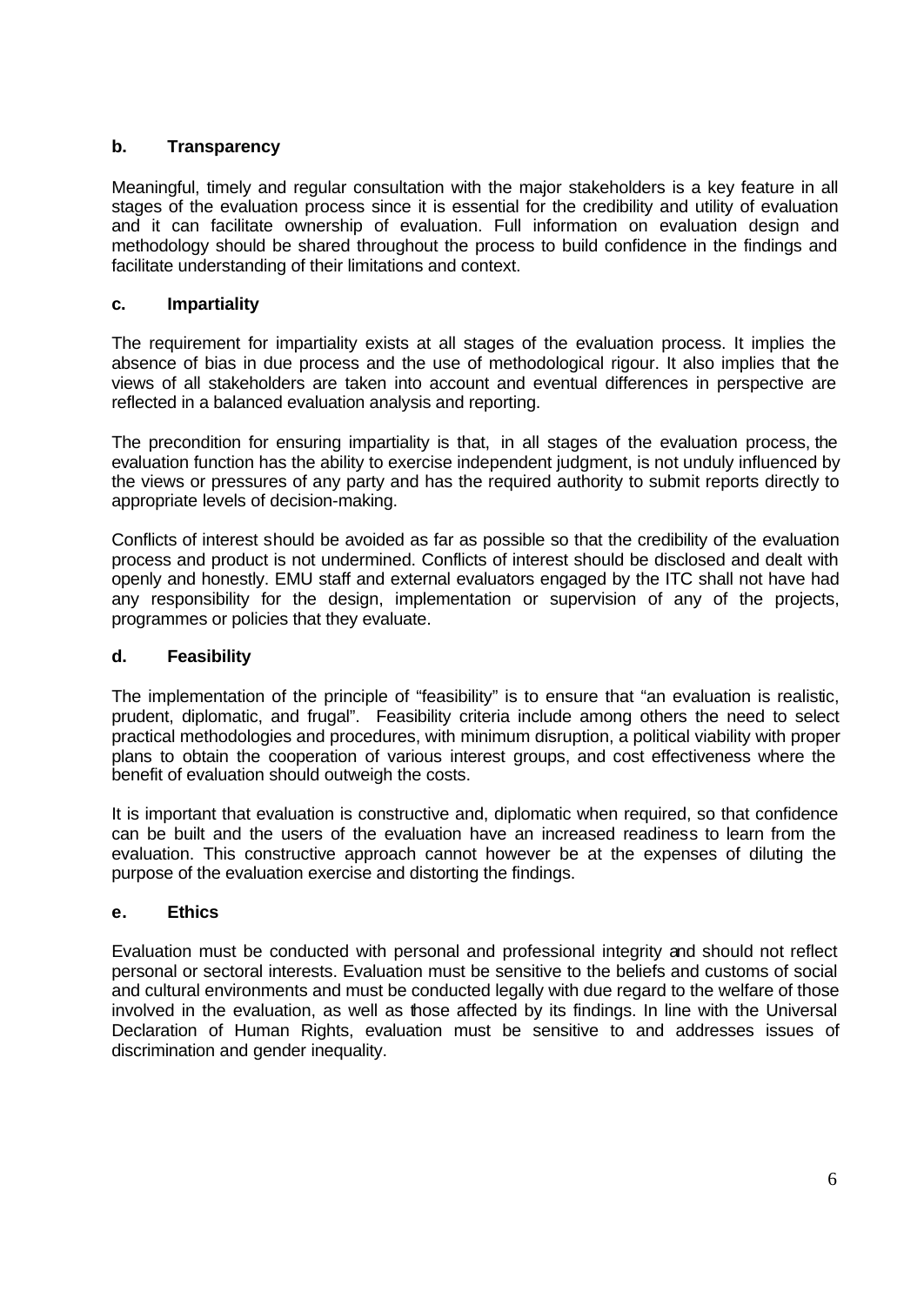### b. Transparency

Meaningful, timely and regular consultation with the major stakeholders is a key feature in all stages of the evaluation process since it is essential for the credibility and utility of evaluation and it can facilitate ownership of evaluation. Full information on evaluation design and methodology should be shared throughout the process to build confidence in the findings and facilitate understanding of their limitations and context.

### c. Impartiality

The requirement for impartiality exists at all stages of the evaluation process. It implies the absence of bias in due process and the use of methodological rigour. It also implies that the views of all stakeholders are taken into account and eventual differences in perspective are reflected in a balanced evaluation analysis and reporting.

The precondition for ensuring impartiality is that, in all stages of the evaluation process, the evaluation function has the ability to exercise independent judgment, is not unduly influenced by the views or pressures of any party and has the required authority to submit reports directly to appropriate levels of decision-making.

Conflicts of interest should be avoided as far as possible so that the credibility of the evaluation process and product is not undermined. Conflicts of interest should be disclosed and dealt with openly and honestly. EMU staff and external evaluators engaged by the ITC shall not have had any responsibility for the design, implementation or supervision of any of the projects, programmes or policies that they evaluate.

### d. Feasibility

The implementation of the principle of "feasibility" is to ensure that "an evaluation is realistic, prudent, diplomatic, and frugal". Feasibility criteria include among others the need to select practical methodologies and procedures, with minimum disruption, a political viability with proper plans to obtain the cooperation of various interest groups, and cost effectiveness where the benefit of evaluation should outweigh the costs.

It is important that evaluation is constructive and, diplomatic when required, so that confidence can be built and the users of the evaluation have an increased readiness to learn from the evaluation. This constructive approach cannot however be at the expenses of diluting the purpose of the evaluation exercise and distorting the findings.

### e. Ethics

Evaluation must be conducted with personal and professional integrity and should not reflect personal or sectoral interests. Evaluation must be sensitive to the beliefs and customs of social and cultural environments and must be conducted legally with due regard to the welfare of those involved in the evaluation, as well as those affected by its findings. In line with the Universal Declaration of Human Rights, evaluation must be sensitive to and addresses issues of discrimination and gender inequality.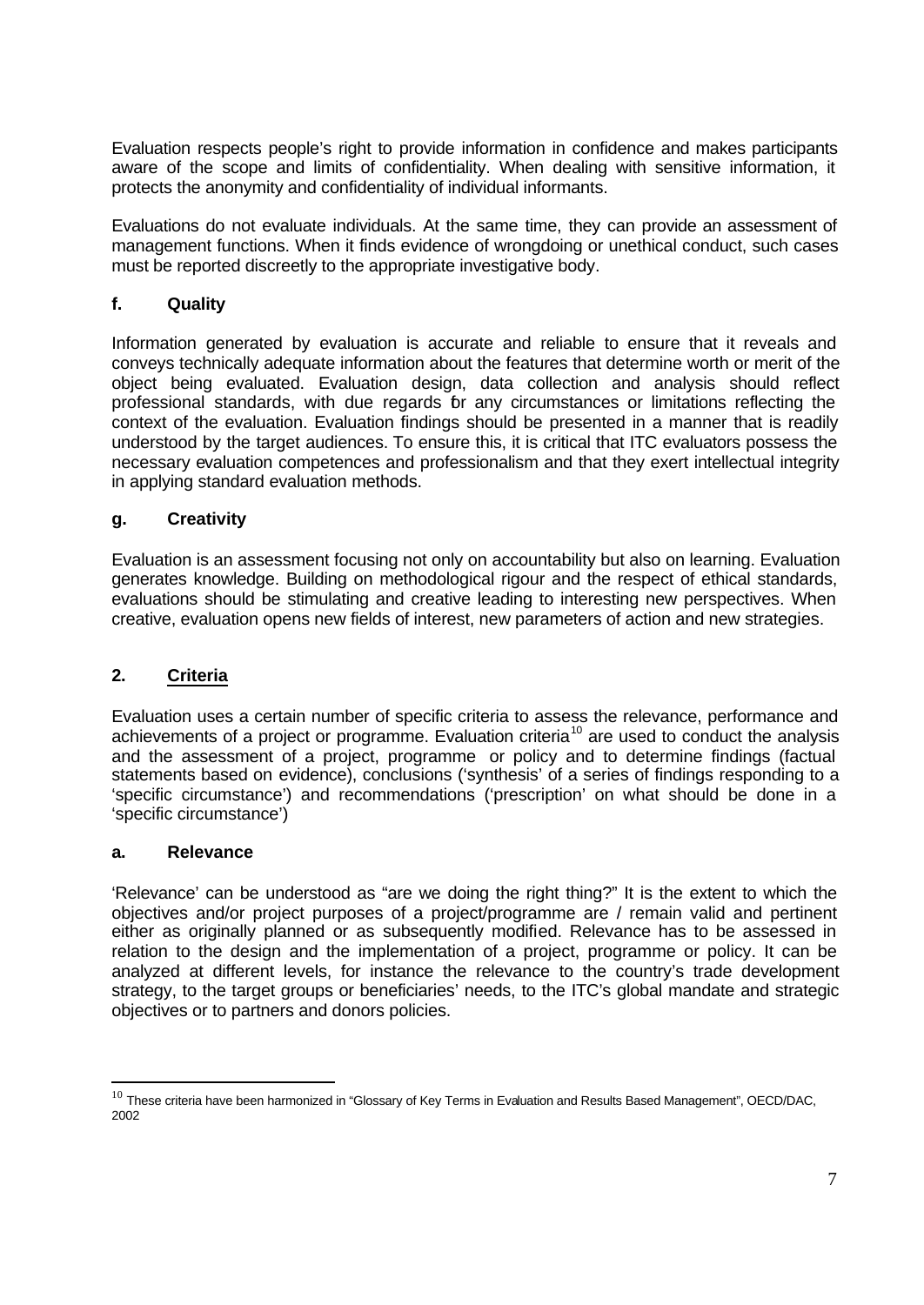Evaluation respects people's right to provide information in confidence and makes participants aware of the scope and limits of confidentiality. When dealing with sensitive information, it protects the anonymity and confidentiality of individual informants.

Evaluations do not evaluate individuals. At the same time, they can provide an assessment of management functions. When it finds evidence of wrongdoing or unethical conduct, such cases must be reported discreetly to the appropriate investigative body.

### f. Quality

Information generated by evaluation is accurate and reliable to ensure that it reveals and conveys technically adequate information about the features that determine worth or merit of the object being evaluated. Evaluation design, data collection and analysis should reflect professional standards, with due regards for any circumstances or limitations reflecting the context of the evaluation. Evaluation findings should be presented in a manner that is readily understood by the target audiences. To ensure this, it is critical that ITC evaluators possess the necessary evaluation competences and professionalism and that they exert intellectual integrity in applying standard evaluation methods.

### g. Creativity

Evaluation is an assessment focusing not only on accountability but also on learning. Evaluation generates knowledge. Building on methodological rigour and the respect of ethical standards, evaluations should be stimulating and creative leading to interesting new perspectives. When creative, evaluation opens new fields of interest, new parameters of action and new strategies.

## 2. Criteria

Evaluation uses a certain number of specific criteria to assess the relevance, performance and achievements of a project or programme. Evaluation criteria[10] are used to conduct the analysis and the assessment of a project, programme or policy and to determine findings (factual statements based on evidence), conclusions ('synthesis' of a series of findings responding to a 'specific circumstance') and recommendations ('prescription' on what should be done in a 'specific circumstance')

### a. Relevance

'Relevance' can be understood as "are we doing the right thing?" It is the extent to which the objectives and/or project purposes of a project/programme are / remain valid and pertinent either as originally planned or as subsequently modified. Relevance has to be assessed in relation to the design and the implementation of a project, programme or policy. It can be analyzed at different levels, for instance the relevance to the country's trade development strategy, to the target groups or beneficiaries' needs, to the ITC's global mandate and strategic objectives or to partners and donors policies.

---

[10] These criteria have been harmonized in "Glossary of Key Terms in Evaluation and Results Based Management", OECD/DAC, 2002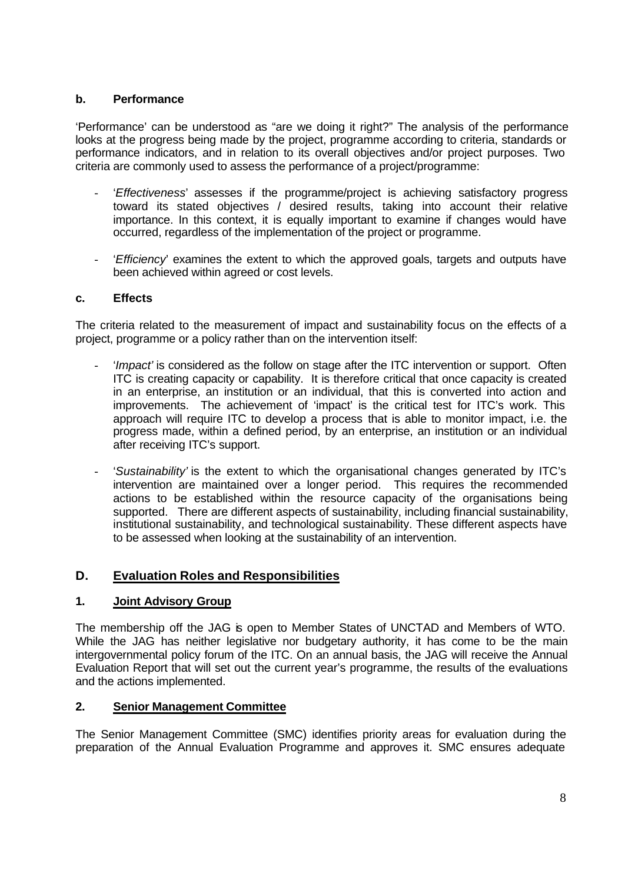### b. Performance

'Performance' can be understood as "are we doing it right?" The analysis of the performance looks at the progress being made by the project, programme according to criteria, standards or performance indicators, and in relation to its overall objectives and/or project purposes. Two criteria are commonly used to assess the performance of a project/programme:

- '*Effectiveness*' assesses if the programme/project is achieving satisfactory progress toward its stated objectives / desired results, taking into account their relative importance. In this context, it is equally important to examine if changes would have occurred, regardless of the implementation of the project or programme.

- '*Efficiency*' examines the extent to which the approved goals, targets and outputs have been achieved within agreed or cost levels.

### c. Effects

The criteria related to the measurement of impact and sustainability focus on the effects of a project, programme or a policy rather than on the intervention itself:

- '*Impact'* is considered as the follow on stage after the ITC intervention or support. Often ITC is creating capacity or capability. It is therefore critical that once capacity is created in an enterprise, an institution or an individual, that this is converted into action and improvements. The achievement of 'impact' is the critical test for ITC's work. This approach will require ITC to develop a process that is able to monitor impact, i.e. the progress made, within a defined period, by an enterprise, an institution or an individual after receiving ITC's support.

- '*Sustainability'* is the extent to which the organisational changes generated by ITC's intervention are maintained over a longer period. This requires the recommended actions to be established within the resource capacity of the organisations being supported. There are different aspects of sustainability, including financial sustainability, institutional sustainability, and technological sustainability. These different aspects have to be assessed when looking at the sustainability of an intervention.

## D. <u>Evaluation Roles and Responsibilities</u>

### 1. <u>Joint Advisory Group</u>

The membership off the JAG is open to Member States of UNCTAD and Members of WTO. While the JAG has neither legislative nor budgetary authority, it has come to be the main intergovernmental policy forum of the ITC. On an annual basis, the JAG will receive the Annual Evaluation Report that will set out the current year's programme, the results of the evaluations and the actions implemented.

### 2. <u>Senior Management Committee</u>

The Senior Management Committee (SMC) identifies priority areas for evaluation during the preparation of the Annual Evaluation Programme and approves it. SMC ensures adequate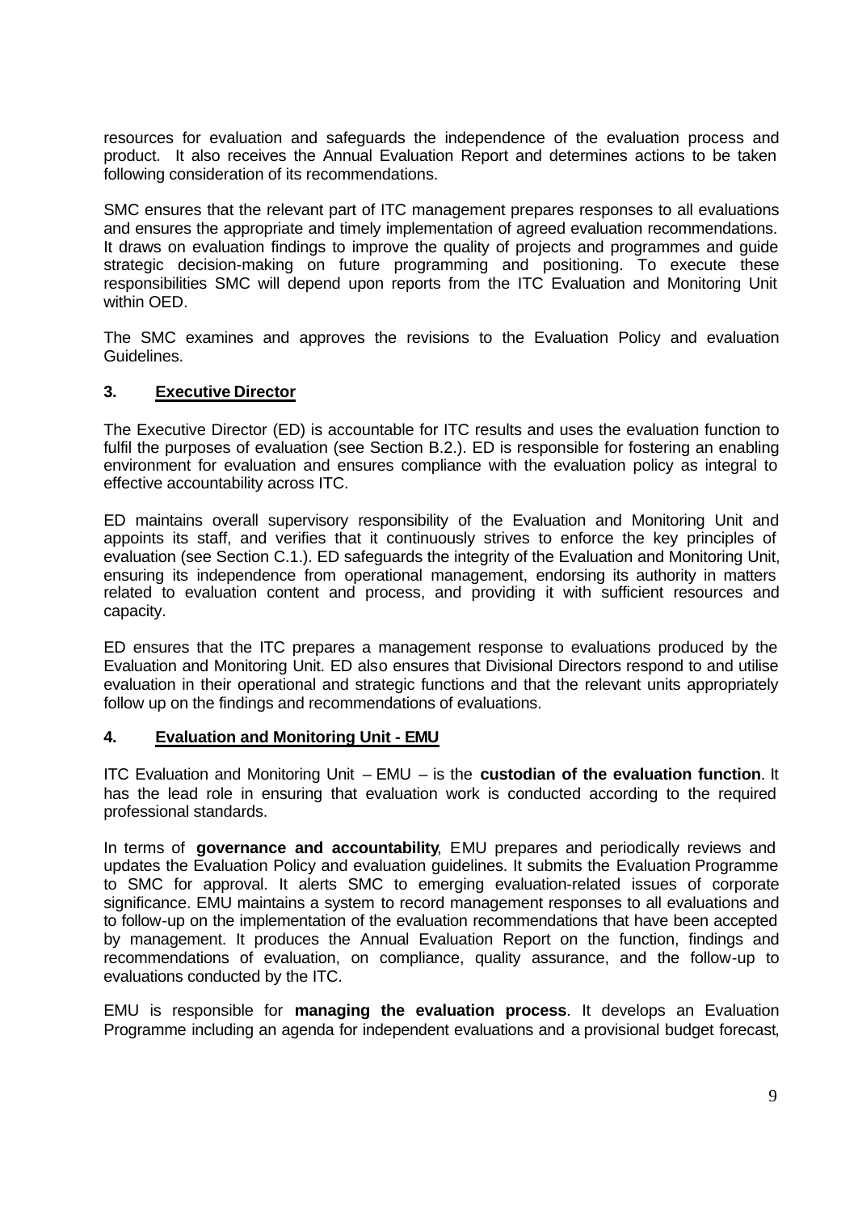resources for evaluation and safeguards the independence of the evaluation process and product. It also receives the Annual Evaluation Report and determines actions to be taken following consideration of its recommendations.

SMC ensures that the relevant part of ITC management prepares responses to all evaluations and ensures the appropriate and timely implementation of agreed evaluation recommendations. It draws on evaluation findings to improve the quality of projects and programmes and guide strategic decision-making on future programming and positioning. To execute these responsibilities SMC will depend upon reports from the ITC Evaluation and Monitoring Unit within OED.

The SMC examines and approves the revisions to the Evaluation Policy and evaluation Guidelines.

### 3. Executive Director

The Executive Director (ED) is accountable for ITC results and uses the evaluation function to fulfil the purposes of evaluation (see Section B.2.). ED is responsible for fostering an enabling environment for evaluation and ensures compliance with the evaluation policy as integral to effective accountability across ITC.

ED maintains overall supervisory responsibility of the Evaluation and Monitoring Unit and appoints its staff, and verifies that it continuously strives to enforce the key principles of evaluation (see Section C.1.). ED safeguards the integrity of the Evaluation and Monitoring Unit, ensuring its independence from operational management, endorsing its authority in matters related to evaluation content and process, and providing it with sufficient resources and capacity.

ED ensures that the ITC prepares a management response to evaluations produced by the Evaluation and Monitoring Unit. ED also ensures that Divisional Directors respond to and utilise evaluation in their operational and strategic functions and that the relevant units appropriately follow up on the findings and recommendations of evaluations.

### 4. Evaluation and Monitoring Unit - EMU

ITC Evaluation and Monitoring Unit – EMU – is the **custodian of the evaluation function**. It has the lead role in ensuring that evaluation work is conducted according to the required professional standards.

In terms of **governance and accountability**, EMU prepares and periodically reviews and updates the Evaluation Policy and evaluation guidelines. It submits the Evaluation Programme to SMC for approval. It alerts SMC to emerging evaluation-related issues of corporate significance. EMU maintains a system to record management responses to all evaluations and to follow-up on the implementation of the evaluation recommendations that have been accepted by management. It produces the Annual Evaluation Report on the function, findings and recommendations of evaluation, on compliance, quality assurance, and the follow-up to evaluations conducted by the ITC.

EMU is responsible for **managing the evaluation process**. It develops an Evaluation Programme including an agenda for independent evaluations and a provisional budget forecast,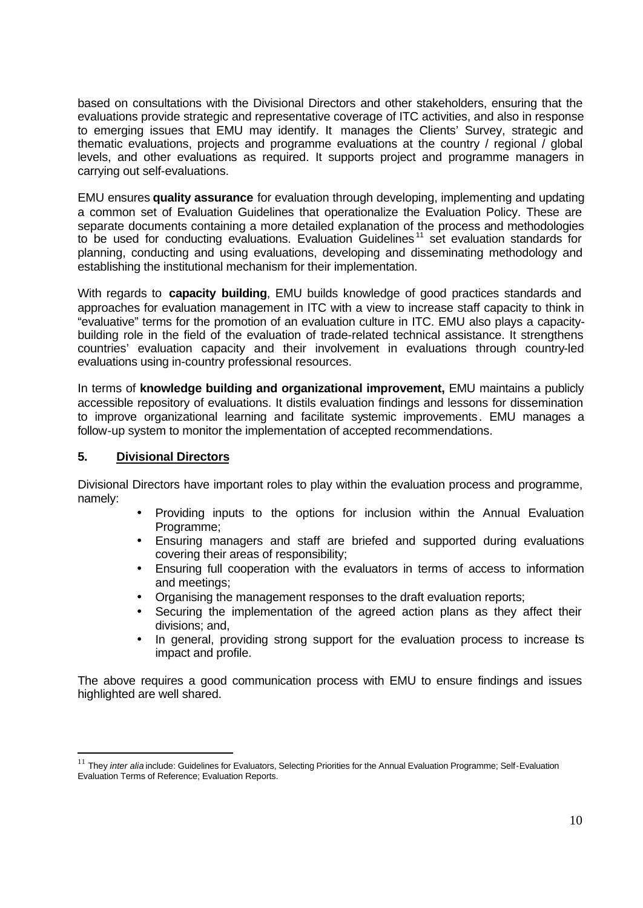based on consultations with the Divisional Directors and other stakeholders, ensuring that the evaluations provide strategic and representative coverage of ITC activities, and also in response to emerging issues that EMU may identify. It manages the Clients' Survey, strategic and thematic evaluations, projects and programme evaluations at the country / regional / global levels, and other evaluations as required. It supports project and programme managers in carrying out self-evaluations.

EMU ensures **quality assurance** for evaluation through developing, implementing and updating a common set of Evaluation Guidelines that operationalize the Evaluation Policy. These are separate documents containing a more detailed explanation of the process and methodologies to be used for conducting evaluations. Evaluation Guidelines[11] set evaluation standards for planning, conducting and using evaluations, developing and disseminating methodology and establishing the institutional mechanism for their implementation.

With regards to **capacity building**, EMU builds knowledge of good practices standards and approaches for evaluation management in ITC with a view to increase staff capacity to think in "evaluative" terms for the promotion of an evaluation culture in ITC. EMU also plays a capacity-building role in the field of the evaluation of trade-related technical assistance. It strengthens countries' evaluation capacity and their involvement in evaluations through country-led evaluations using in-country professional resources.

In terms of **knowledge building and organizational improvement,** EMU maintains a publicly accessible repository of evaluations. It distils evaluation findings and lessons for dissemination to improve organizational learning and facilitate systemic improvements. EMU manages a follow-up system to monitor the implementation of accepted recommendations.

## 5. Divisional Directors

Divisional Directors have important roles to play within the evaluation process and programme, namely:

- Providing inputs to the options for inclusion within the Annual Evaluation Programme;
- Ensuring managers and staff are briefed and supported during evaluations covering their areas of responsibility;
- Ensuring full cooperation with the evaluators in terms of access to information and meetings;
- Organising the management responses to the draft evaluation reports;
- Securing the implementation of the agreed action plans as they affect their divisions; and,
- In general, providing strong support for the evaluation process to increase its impact and profile.

The above requires a good communication process with EMU to ensure findings and issues highlighted are well shared.

---

[11] They *inter alia* include: Guidelines for Evaluators, Selecting Priorities for the Annual Evaluation Programme; Self-Evaluation Evaluation Terms of Reference; Evaluation Reports.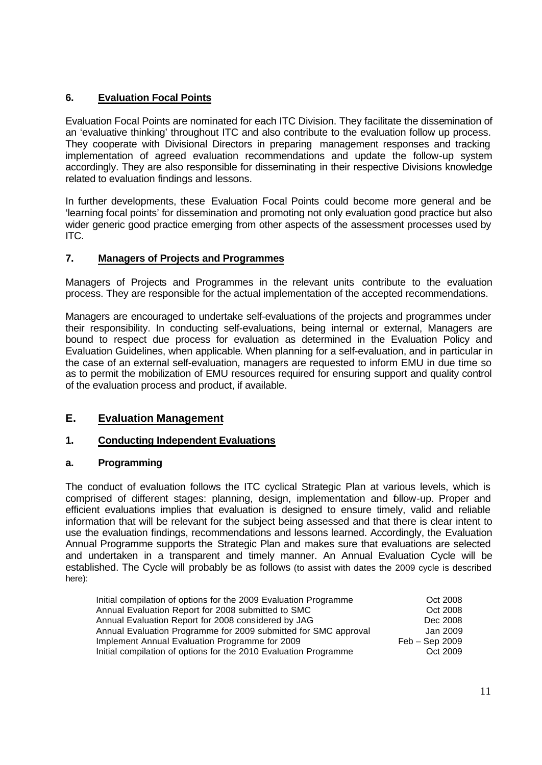### 6. Evaluation Focal Points

Evaluation Focal Points are nominated for each ITC Division. They facilitate the dissemination of an 'evaluative thinking' throughout ITC and also contribute to the evaluation follow up process. They cooperate with Divisional Directors in preparing management responses and tracking implementation of agreed evaluation recommendations and update the follow-up system accordingly. They are also responsible for disseminating in their respective Divisions knowledge related to evaluation findings and lessons.

In further developments, these Evaluation Focal Points could become more general and be 'learning focal points' for dissemination and promoting not only evaluation good practice but also wider generic good practice emerging from other aspects of the assessment processes used by ITC.

### 7. Managers of Projects and Programmes

Managers of Projects and Programmes in the relevant units contribute to the evaluation process. They are responsible for the actual implementation of the accepted recommendations.

Managers are encouraged to undertake self-evaluations of the projects and programmes under their responsibility. In conducting self-evaluations, being internal or external, Managers are bound to respect due process for evaluation as determined in the Evaluation Policy and Evaluation Guidelines, when applicable. When planning for a self-evaluation, and in particular in the case of an external self-evaluation, managers are requested to inform EMU in due time so as to permit the mobilization of EMU resources required for ensuring support and quality control of the evaluation process and product, if available.

## E. Evaluation Management

### 1. Conducting Independent Evaluations

#### a. Programming

The conduct of evaluation follows the ITC cyclical Strategic Plan at various levels, which is comprised of different stages: planning, design, implementation and follow-up. Proper and efficient evaluations implies that evaluation is designed to ensure timely, valid and reliable information that will be relevant for the subject being assessed and that there is clear intent to use the evaluation findings, recommendations and lessons learned. Accordingly, the Evaluation Annual Programme supports the Strategic Plan and makes sure that evaluations are selected and undertaken in a transparent and timely manner. An Annual Evaluation Cycle will be established. The Cycle will probably be as follows (to assist with dates the 2009 cycle is described here):

| | |
|---|---|
| Initial compilation of options for the 2009 Evaluation Programme | Oct 2008 |
| Annual Evaluation Report for 2008 submitted to SMC | Oct 2008 |
| Annual Evaluation Report for 2008 considered by JAG | Dec 2008 |
| Annual Evaluation Programme for 2009 submitted for SMC approval | Jan 2009 |
| Implement Annual Evaluation Programme for 2009 | Feb – Sep 2009 |
| Initial compilation of options for the 2010 Evaluation Programme | Oct 2009 |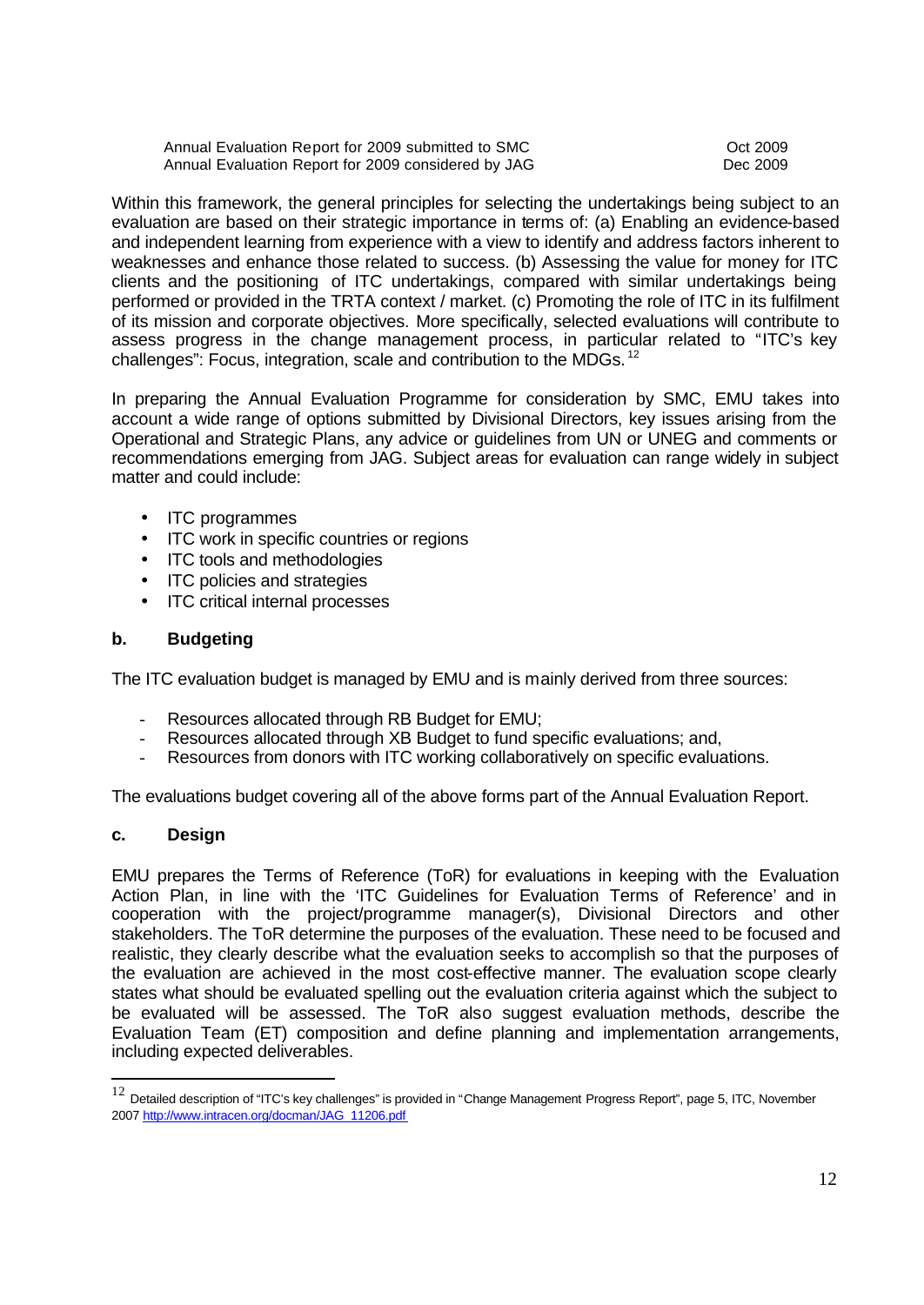| | |
|---|---|
| Annual Evaluation Report for 2009 submitted to SMC | Oct 2009 |
| Annual Evaluation Report for 2009 considered by JAG | Dec 2009 |

Within this framework, the general principles for selecting the undertakings being subject to an evaluation are based on their strategic importance in terms of: (a) Enabling an evidence-based and independent learning from experience with a view to identify and address factors inherent to weaknesses and enhance those related to success. (b) Assessing the value for money for ITC clients and the positioning of ITC undertakings, compared with similar undertakings being performed or provided in the TRTA context / market. (c) Promoting the role of ITC in its fulfilment of its mission and corporate objectives. More specifically, selected evaluations will contribute to assess progress in the change management process, in particular related to "ITC's key challenges": Focus, integration, scale and contribution to the MDGs.[12]

In preparing the Annual Evaluation Programme for consideration by SMC, EMU takes into account a wide range of options submitted by Divisional Directors, key issues arising from the Operational and Strategic Plans, any advice or guidelines from UN or UNEG and comments or recommendations emerging from JAG. Subject areas for evaluation can range widely in subject matter and could include:

- ITC programmes
- ITC work in specific countries or regions
- ITC tools and methodologies
- ITC policies and strategies
- ITC critical internal processes

### b. Budgeting

The ITC evaluation budget is managed by EMU and is mainly derived from three sources:

- Resources allocated through RB Budget for EMU;
- Resources allocated through XB Budget to fund specific evaluations; and,
- Resources from donors with ITC working collaboratively on specific evaluations.

The evaluations budget covering all of the above forms part of the Annual Evaluation Report.

### c. Design

EMU prepares the Terms of Reference (ToR) for evaluations in keeping with the Evaluation Action Plan, in line with the 'ITC Guidelines for Evaluation Terms of Reference' and in cooperation with the project/programme manager(s), Divisional Directors and other stakeholders. The ToR determine the purposes of the evaluation. These need to be focused and realistic, they clearly describe what the evaluation seeks to accomplish so that the purposes of the evaluation are achieved in the most cost-effective manner. The evaluation scope clearly states what should be evaluated spelling out the evaluation criteria against which the subject to be evaluated will be assessed. The ToR also suggest evaluation methods, describe the Evaluation Team (ET) composition and define planning and implementation arrangements, including expected deliverables.

---

[12] Detailed description of "ITC's key challenges" is provided in "Change Management Progress Report", page 5, ITC, November 2007 http://www.intracen.org/docman/JAG_11206.pdf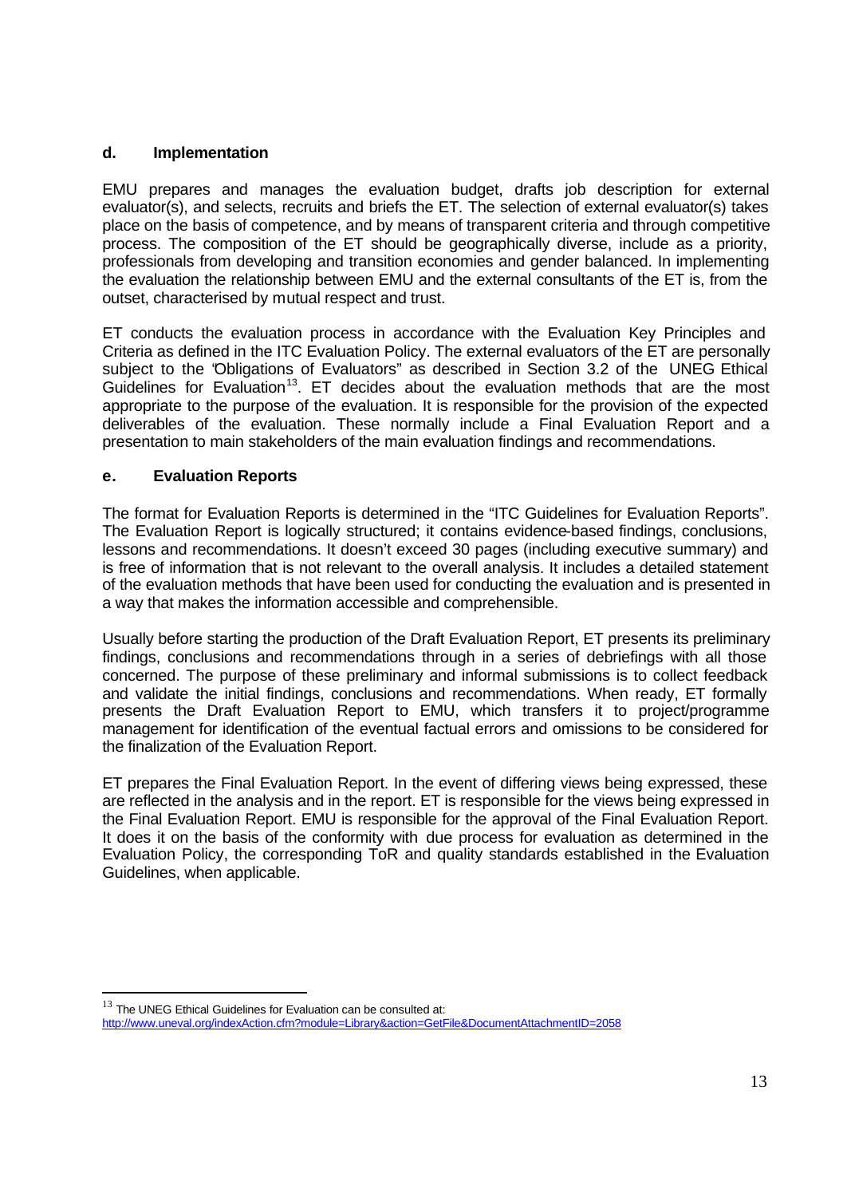#### d. Implementation

EMU prepares and manages the evaluation budget, drafts job description for external evaluator(s), and selects, recruits and briefs the ET. The selection of external evaluator(s) takes place on the basis of competence, and by means of transparent criteria and through competitive process. The composition of the ET should be geographically diverse, include as a priority, professionals from developing and transition economies and gender balanced. In implementing the evaluation the relationship between EMU and the external consultants of the ET is, from the outset, characterised by mutual respect and trust.

ET conducts the evaluation process in accordance with the Evaluation Key Principles and Criteria as defined in the ITC Evaluation Policy. The external evaluators of the ET are personally subject to the "Obligations of Evaluators" as described in Section 3.2 of the UNEG Ethical Guidelines for Evaluation[13]. ET decides about the evaluation methods that are the most appropriate to the purpose of the evaluation. It is responsible for the provision of the expected deliverables of the evaluation. These normally include a Final Evaluation Report and a presentation to main stakeholders of the main evaluation findings and recommendations.

#### e. Evaluation Reports

The format for Evaluation Reports is determined in the "ITC Guidelines for Evaluation Reports". The Evaluation Report is logically structured; it contains evidence-based findings, conclusions, lessons and recommendations. It doesn't exceed 30 pages (including executive summary) and is free of information that is not relevant to the overall analysis. It includes a detailed statement of the evaluation methods that have been used for conducting the evaluation and is presented in a way that makes the information accessible and comprehensible.

Usually before starting the production of the Draft Evaluation Report, ET presents its preliminary findings, conclusions and recommendations through in a series of debriefings with all those concerned. The purpose of these preliminary and informal submissions is to collect feedback and validate the initial findings, conclusions and recommendations. When ready, ET formally presents the Draft Evaluation Report to EMU, which transfers it to project/programme management for identification of the eventual factual errors and omissions to be considered for the finalization of the Evaluation Report.

ET prepares the Final Evaluation Report. In the event of differing views being expressed, these are reflected in the analysis and in the report. ET is responsible for the views being expressed in the Final Evaluation Report. EMU is responsible for the approval of the Final Evaluation Report. It does it on the basis of the conformity with due process for evaluation as determined in the Evaluation Policy, the corresponding ToR and quality standards established in the Evaluation Guidelines, when applicable.

---

[13] The UNEG Ethical Guidelines for Evaluation can be consulted at: http://www.uneval.org/indexAction.cfm?module=Library&action=GetFile&DocumentAttachmentID=2058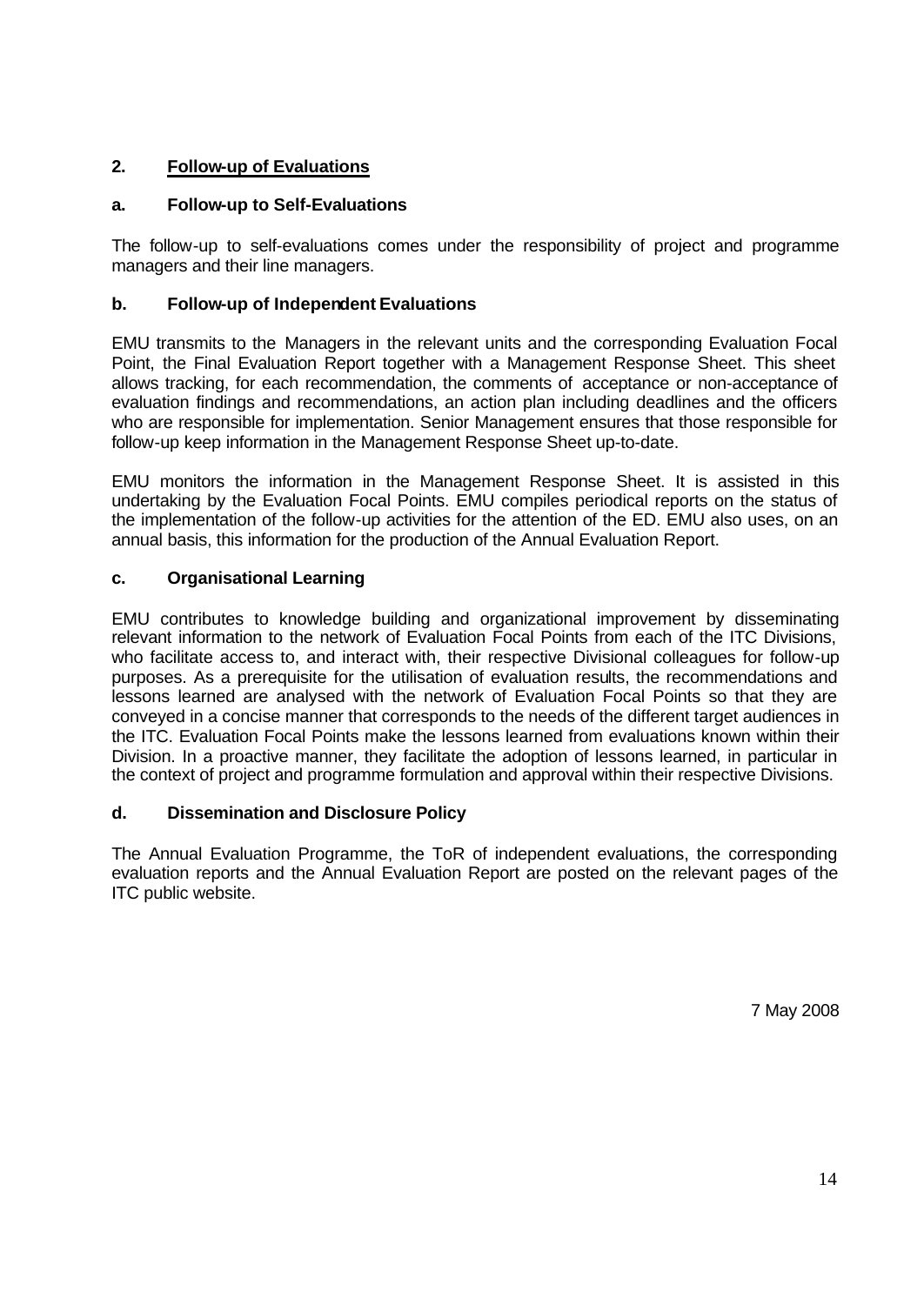## 2. Follow-up of Evaluations

### a. Follow-up to Self-Evaluations

The follow-up to self-evaluations comes under the responsibility of project and programme managers and their line managers.

### b. Follow-up of Independent Evaluations

EMU transmits to the Managers in the relevant units and the corresponding Evaluation Focal Point, the Final Evaluation Report together with a Management Response Sheet. This sheet allows tracking, for each recommendation, the comments of acceptance or non-acceptance of evaluation findings and recommendations, an action plan including deadlines and the officers who are responsible for implementation. Senior Management ensures that those responsible for follow-up keep information in the Management Response Sheet up-to-date.

EMU monitors the information in the Management Response Sheet. It is assisted in this undertaking by the Evaluation Focal Points. EMU compiles periodical reports on the status of the implementation of the follow-up activities for the attention of the ED. EMU also uses, on an annual basis, this information for the production of the Annual Evaluation Report.

### c. Organisational Learning

EMU contributes to knowledge building and organizational improvement by disseminating relevant information to the network of Evaluation Focal Points from each of the ITC Divisions, who facilitate access to, and interact with, their respective Divisional colleagues for follow-up purposes. As a prerequisite for the utilisation of evaluation results, the recommendations and lessons learned are analysed with the network of Evaluation Focal Points so that they are conveyed in a concise manner that corresponds to the needs of the different target audiences in the ITC. Evaluation Focal Points make the lessons learned from evaluations known within their Division. In a proactive manner, they facilitate the adoption of lessons learned, in particular in the context of project and programme formulation and approval within their respective Divisions.

### d. Dissemination and Disclosure Policy

The Annual Evaluation Programme, the ToR of independent evaluations, the corresponding evaluation reports and the Annual Evaluation Report are posted on the relevant pages of the ITC public website.

7 May 2008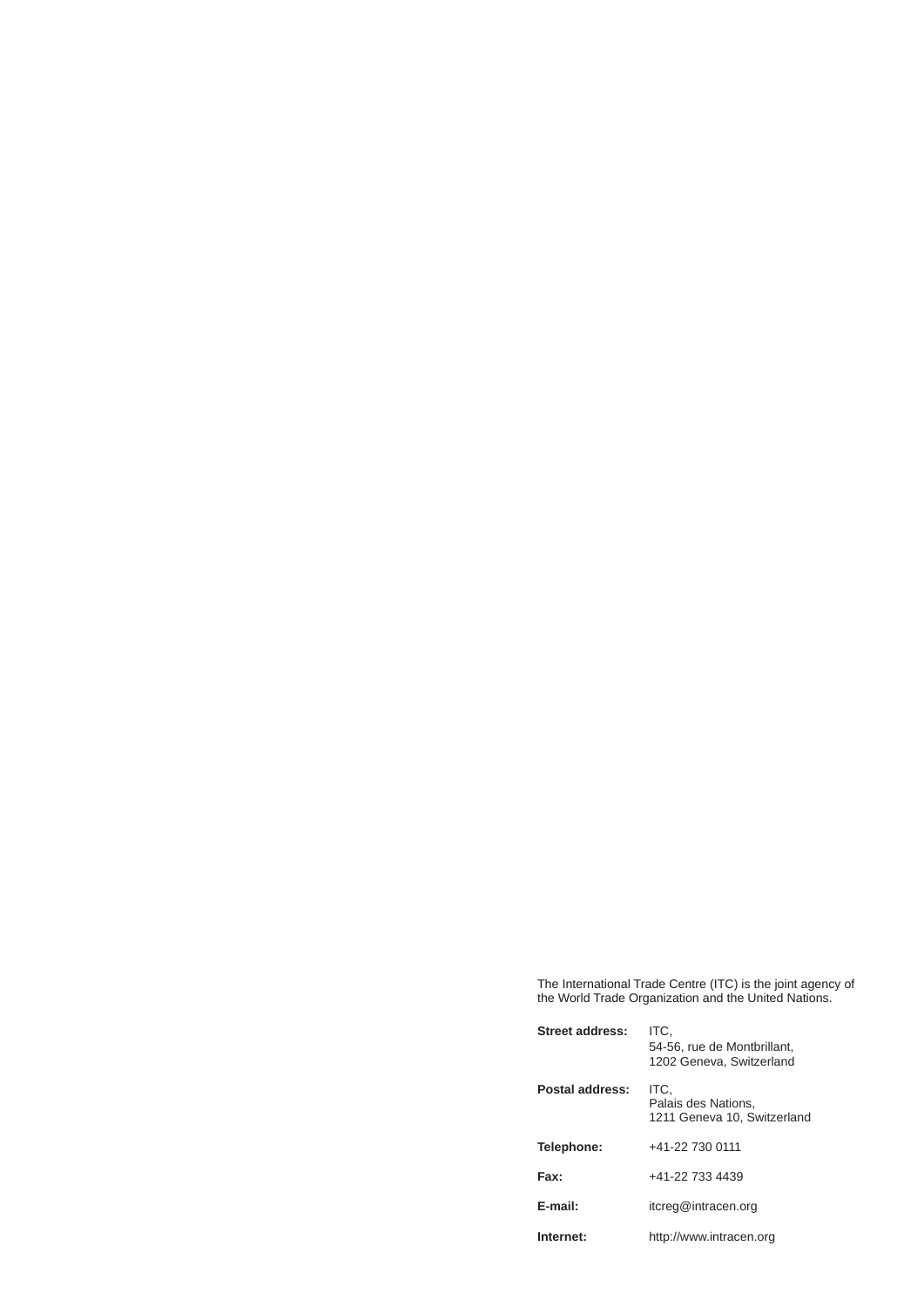The International Trade Centre (ITC) is the joint agency of the World Trade Organization and the United Nations.

| | |
|---|---|
| **Street address:** | ITC,<br>54-56, rue de Montbrillant,<br>1202 Geneva, Switzerland |
| **Postal address:** | ITC,<br>Palais des Nations,<br>1211 Geneva 10, Switzerland |
| **Telephone:** | +41-22 730 0111 |
| **Fax:** | +41-22 733 4439 |
| **E-mail:** | itcreg@intracen.org |
| **Internet:** | http://www.intracen.org |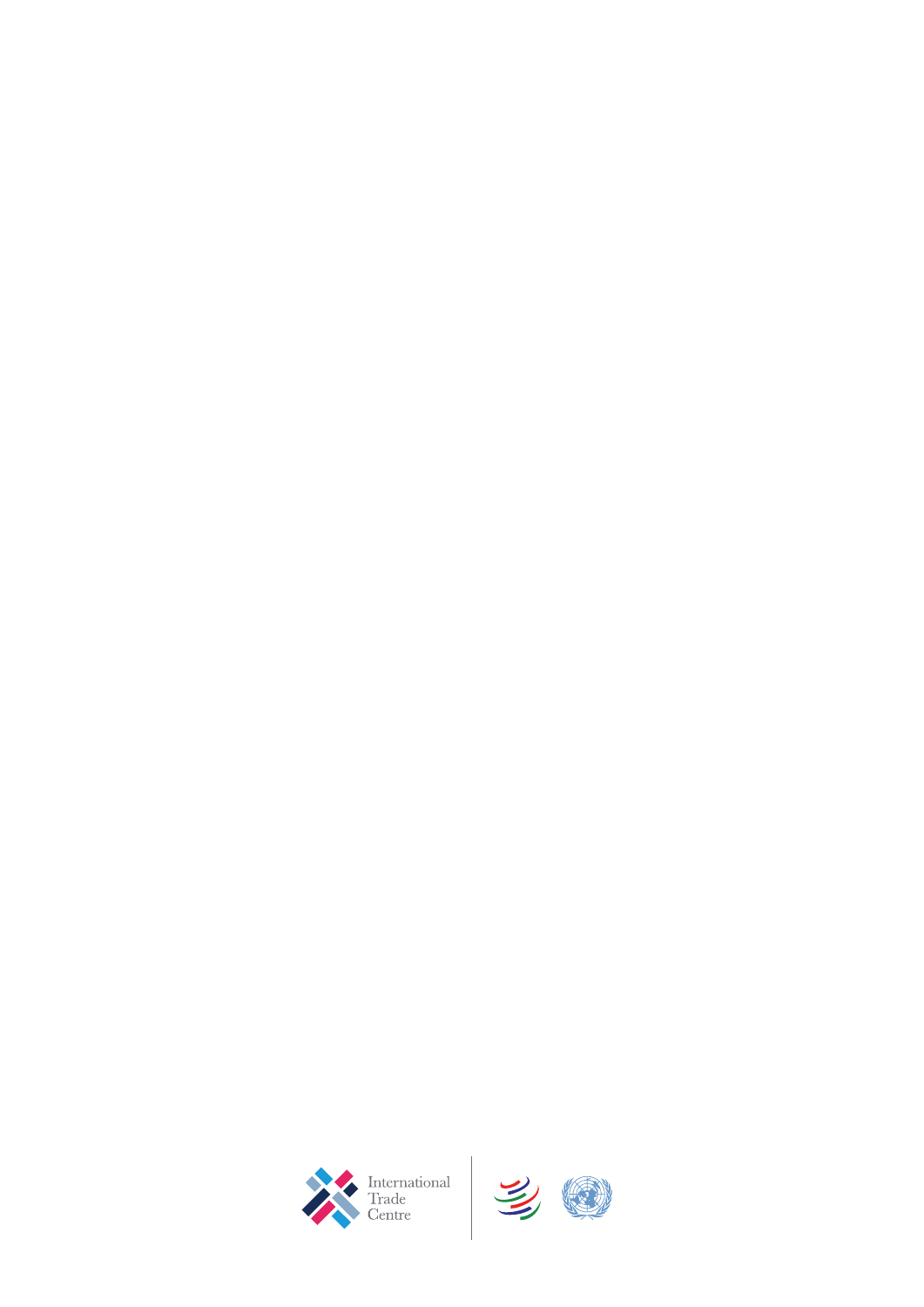International
Trade
Centre